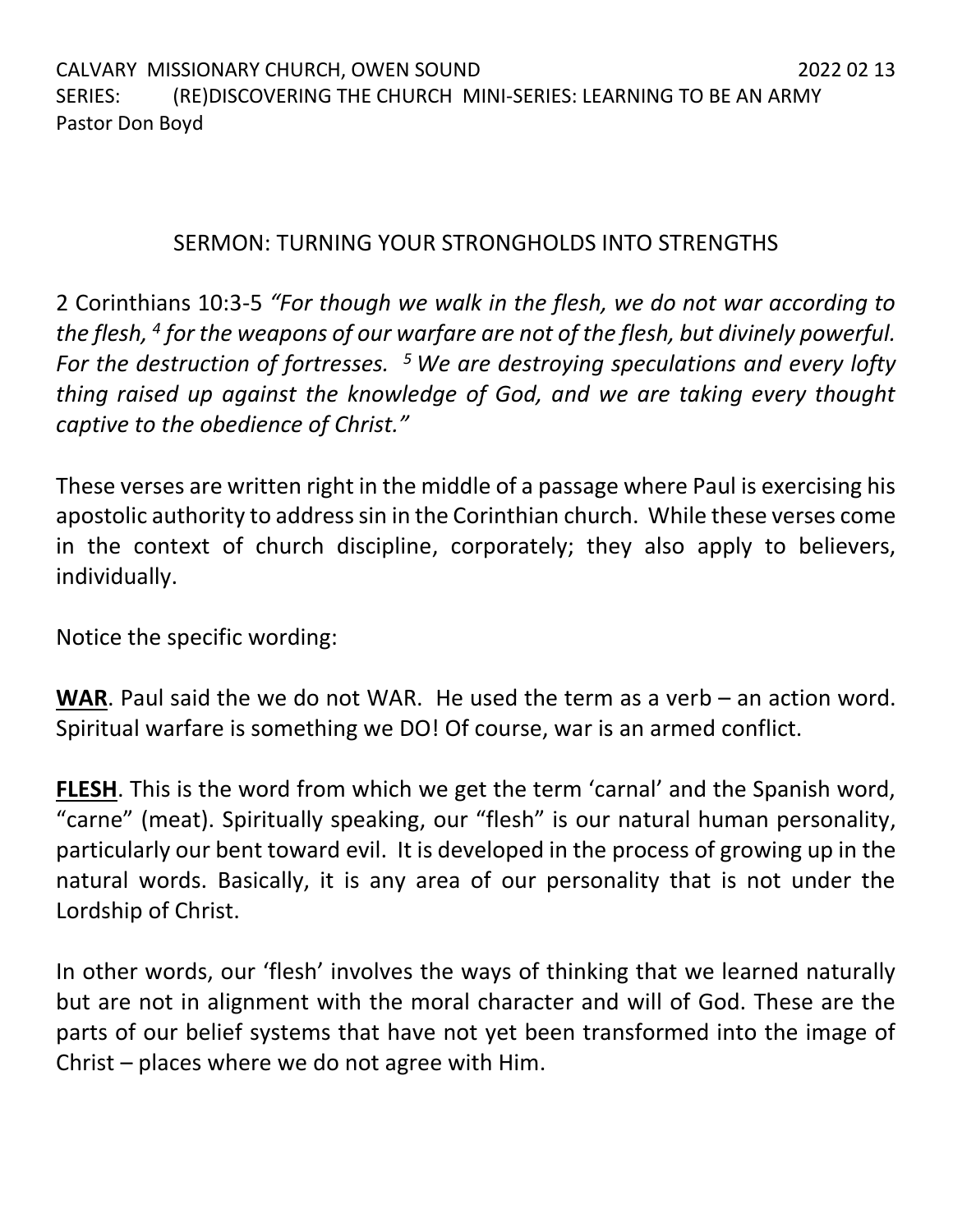CALVARY MISSIONARY CHURCH, OWEN SOUND 2022 02 13
SERIES: (RE)DISCOVERING THE CHURCH MINI-SERIES: LEARNING TO BE AN ARMY
Pastor Don Boyd

## SERMON: TURNING YOUR STRONGHOLDS INTO STRENGTHS

2 Corinthians 10:3-5 *"For though we walk in the flesh, we do not war according to the flesh, [4] for the weapons of our warfare are not of the flesh, but divinely powerful. For the destruction of fortresses. [5] We are destroying speculations and every lofty thing raised up against the knowledge of God, and we are taking every thought captive to the obedience of Christ."*

These verses are written right in the middle of a passage where Paul is exercising his apostolic authority to address sin in the Corinthian church. While these verses come in the context of church discipline, corporately; they also apply to believers, individually.

Notice the specific wording:

**WAR**. Paul said the we do not WAR. He used the term as a verb – an action word. Spiritual warfare is something we DO! Of course, war is an armed conflict.

**FLESH**. This is the word from which we get the term 'carnal' and the Spanish word, "carne" (meat). Spiritually speaking, our "flesh" is our natural human personality, particularly our bent toward evil. It is developed in the process of growing up in the natural words. Basically, it is any area of our personality that is not under the Lordship of Christ.

In other words, our 'flesh' involves the ways of thinking that we learned naturally but are not in alignment with the moral character and will of God. These are the parts of our belief systems that have not yet been transformed into the image of Christ – places where we do not agree with Him.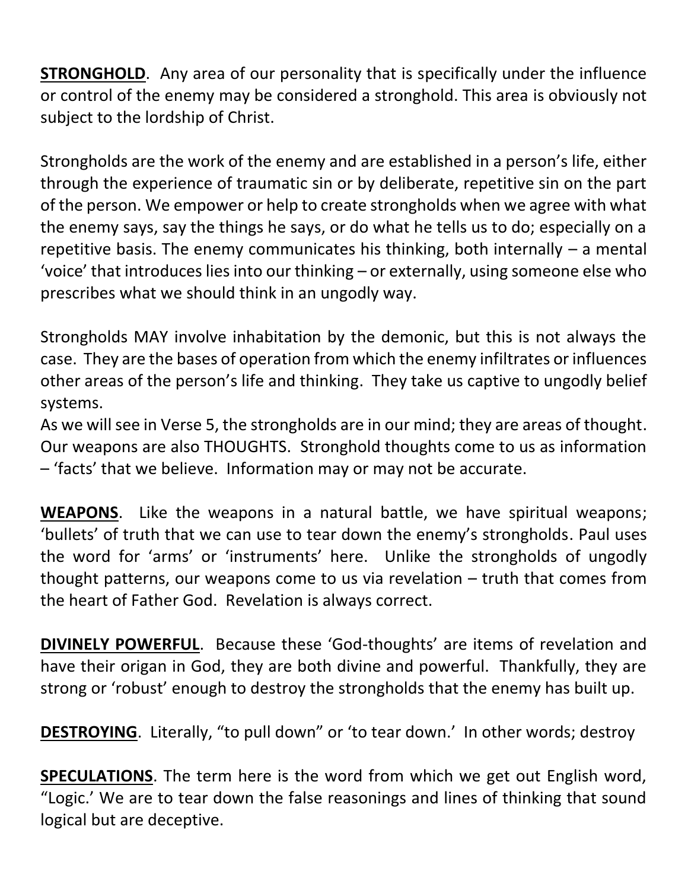**<u>STRONGHOLD</u>**. Any area of our personality that is specifically under the influence or control of the enemy may be considered a stronghold. This area is obviously not subject to the lordship of Christ.

Strongholds are the work of the enemy and are established in a person's life, either through the experience of traumatic sin or by deliberate, repetitive sin on the part of the person. We empower or help to create strongholds when we agree with what the enemy says, say the things he says, or do what he tells us to do; especially on a repetitive basis. The enemy communicates his thinking, both internally – a mental 'voice' that introduces lies into our thinking – or externally, using someone else who prescribes what we should think in an ungodly way.

Strongholds MAY involve inhabitation by the demonic, but this is not always the case. They are the bases of operation from which the enemy infiltrates or influences other areas of the person's life and thinking. They take us captive to ungodly belief systems.
As we will see in Verse 5, the strongholds are in our mind; they are areas of thought. Our weapons are also THOUGHTS. Stronghold thoughts come to us as information – 'facts' that we believe. Information may or may not be accurate.

**<u>WEAPONS</u>**. Like the weapons in a natural battle, we have spiritual weapons; 'bullets' of truth that we can use to tear down the enemy's strongholds. Paul uses the word for 'arms' or 'instruments' here. Unlike the strongholds of ungodly thought patterns, our weapons come to us via revelation – truth that comes from the heart of Father God. Revelation is always correct.

**<u>DIVINELY POWERFUL</u>**. Because these 'God-thoughts' are items of revelation and have their origan in God, they are both divine and powerful. Thankfully, they are strong or 'robust' enough to destroy the strongholds that the enemy has built up.

**<u>DESTROYING</u>**. Literally, "to pull down" or 'to tear down.' In other words; destroy

**<u>SPECULATIONS</u>**. The term here is the word from which we get out English word, "Logic.' We are to tear down the false reasonings and lines of thinking that sound logical but are deceptive.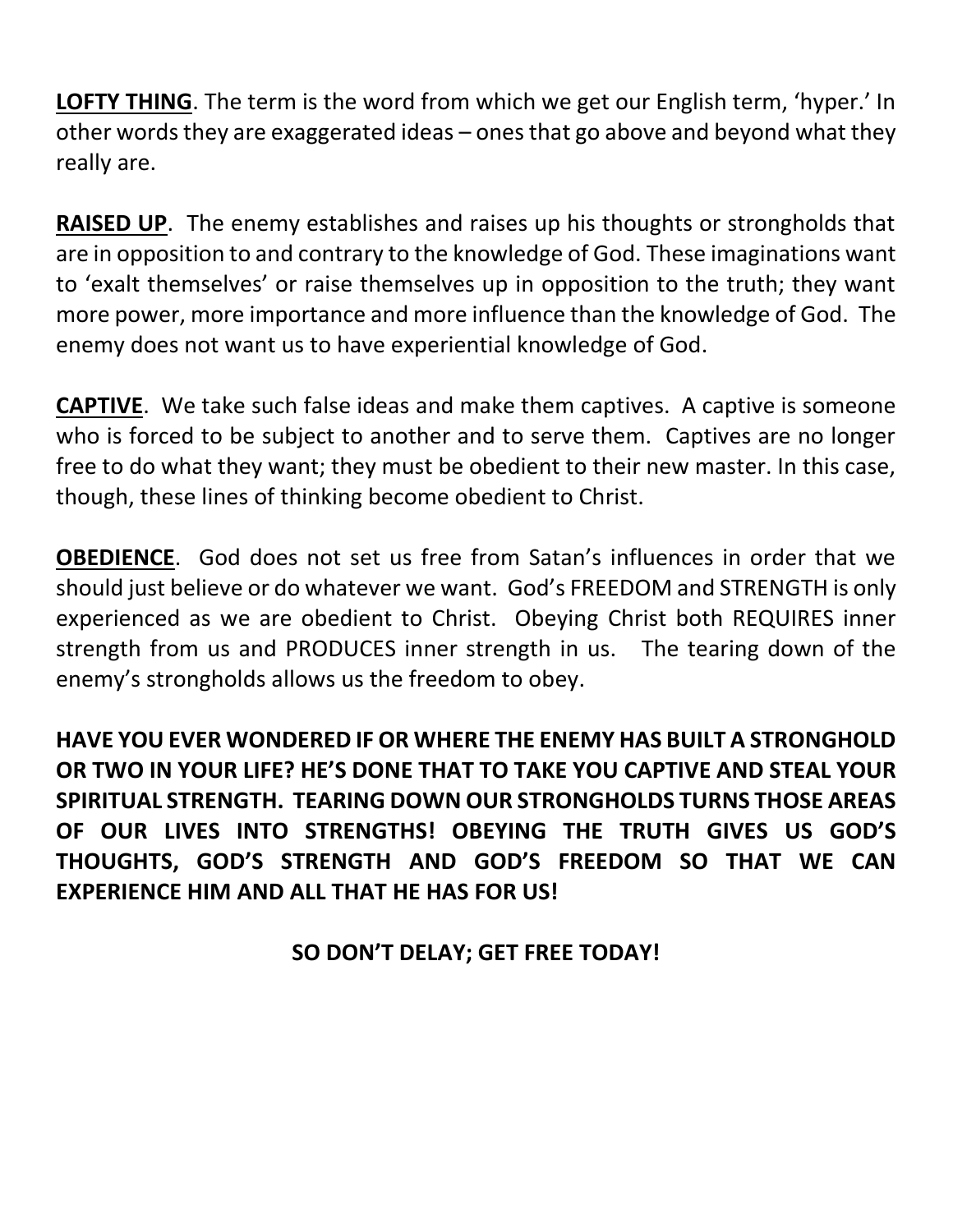**<u>LOFTY THING</u>**. The term is the word from which we get our English term, 'hyper.' In other words they are exaggerated ideas – ones that go above and beyond what they really are.

**<u>RAISED UP</u>**. The enemy establishes and raises up his thoughts or strongholds that are in opposition to and contrary to the knowledge of God. These imaginations want to 'exalt themselves' or raise themselves up in opposition to the truth; they want more power, more importance and more influence than the knowledge of God. The enemy does not want us to have experiential knowledge of God.

**<u>CAPTIVE</u>**. We take such false ideas and make them captives. A captive is someone who is forced to be subject to another and to serve them. Captives are no longer free to do what they want; they must be obedient to their new master. In this case, though, these lines of thinking become obedient to Christ.

**<u>OBEDIENCE</u>**. God does not set us free from Satan's influences in order that we should just believe or do whatever we want. God's FREEDOM and STRENGTH is only experienced as we are obedient to Christ. Obeying Christ both REQUIRES inner strength from us and PRODUCES inner strength in us. The tearing down of the enemy's strongholds allows us the freedom to obey.

**HAVE YOU EVER WONDERED IF OR WHERE THE ENEMY HAS BUILT A STRONGHOLD OR TWO IN YOUR LIFE? HE'S DONE THAT TO TAKE YOU CAPTIVE AND STEAL YOUR SPIRITUAL STRENGTH. TEARING DOWN OUR STRONGHOLDS TURNS THOSE AREAS OF OUR LIVES INTO STRENGTHS! OBEYING THE TRUTH GIVES US GOD'S THOUGHTS, GOD'S STRENGTH AND GOD'S FREEDOM SO THAT WE CAN EXPERIENCE HIM AND ALL THAT HE HAS FOR US!**

**SO DON'T DELAY; GET FREE TODAY!**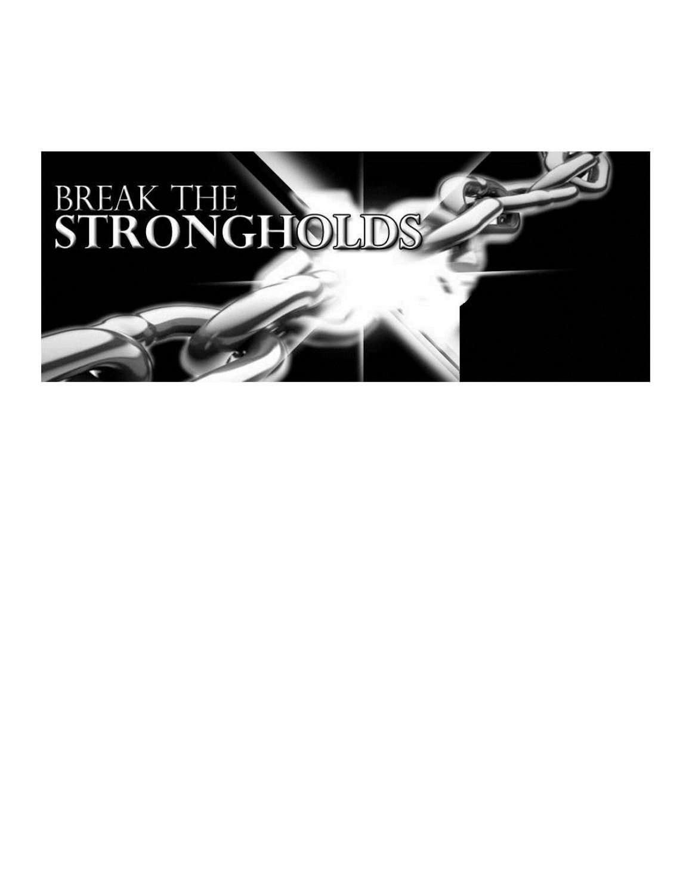BREAK THE STRONGHOLDS